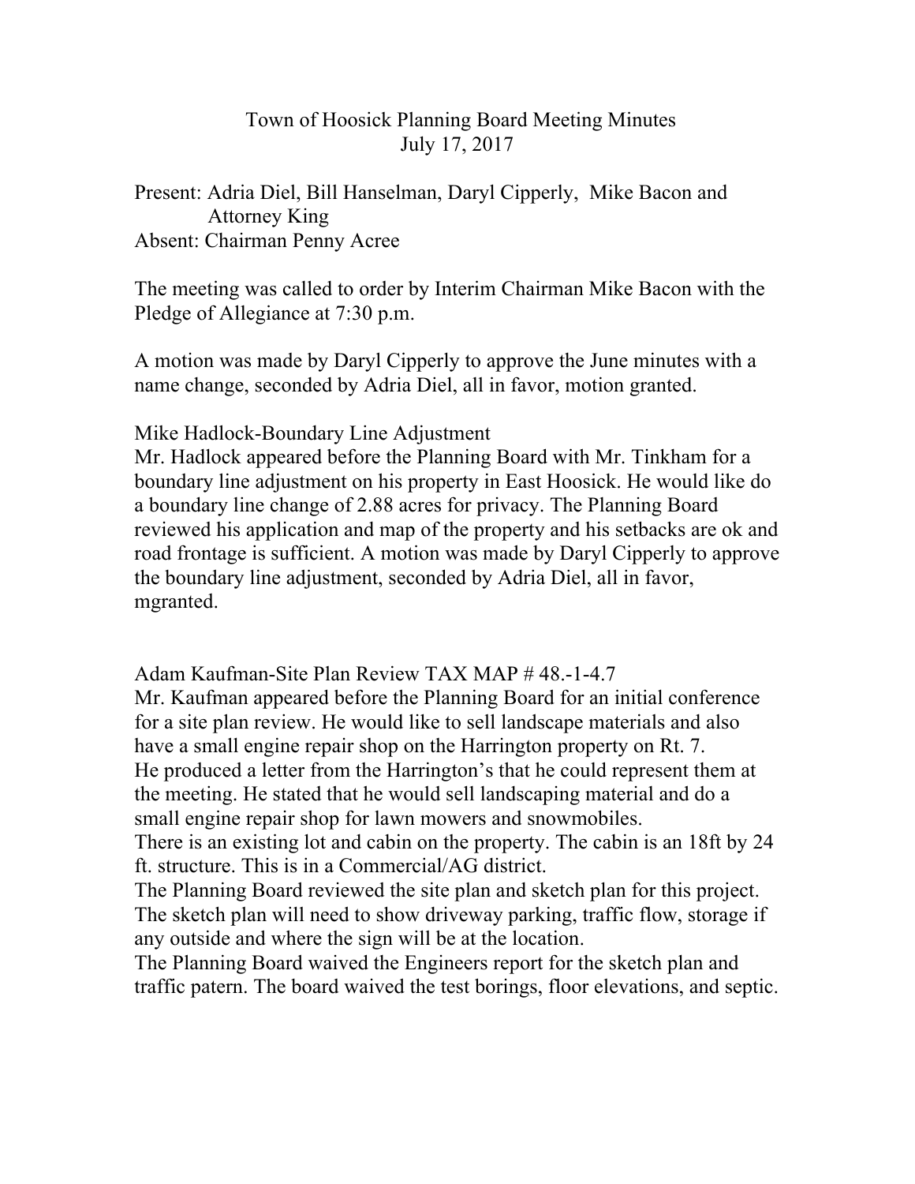# Town of Hoosick Planning Board Meeting Minutes
## July 17, 2017

Present: Adria Diel, Bill Hanselman, Daryl Cipperly, Mike Bacon and Attorney King
Absent: Chairman Penny Acree

The meeting was called to order by Interim Chairman Mike Bacon with the Pledge of Allegiance at 7:30 p.m.

A motion was made by Daryl Cipperly to approve the June minutes with a name change, seconded by Adria Diel, all in favor, motion granted.

Mike Hadlock-Boundary Line Adjustment
Mr. Hadlock appeared before the Planning Board with Mr. Tinkham for a boundary line adjustment on his property in East Hoosick. He would like do a boundary line change of 2.88 acres for privacy. The Planning Board reviewed his application and map of the property and his setbacks are ok and road frontage is sufficient. A motion was made by Daryl Cipperly to approve the boundary line adjustment, seconded by Adria Diel, all in favor, mgranted.

Adam Kaufman-Site Plan Review TAX MAP # 48.-1-4.7
Mr. Kaufman appeared before the Planning Board for an initial conference for a site plan review. He would like to sell landscape materials and also have a small engine repair shop on the Harrington property on Rt. 7.
He produced a letter from the Harrington's that he could represent them at the meeting. He stated that he would sell landscaping material and do a small engine repair shop for lawn mowers and snowmobiles.
There is an existing lot and cabin on the property. The cabin is an 18ft by 24 ft. structure. This is in a Commercial/AG district.
The Planning Board reviewed the site plan and sketch plan for this project. The sketch plan will need to show driveway parking, traffic flow, storage if any outside and where the sign will be at the location.
The Planning Board waived the Engineers report for the sketch plan and traffic patern. The board waived the test borings, floor elevations, and septic.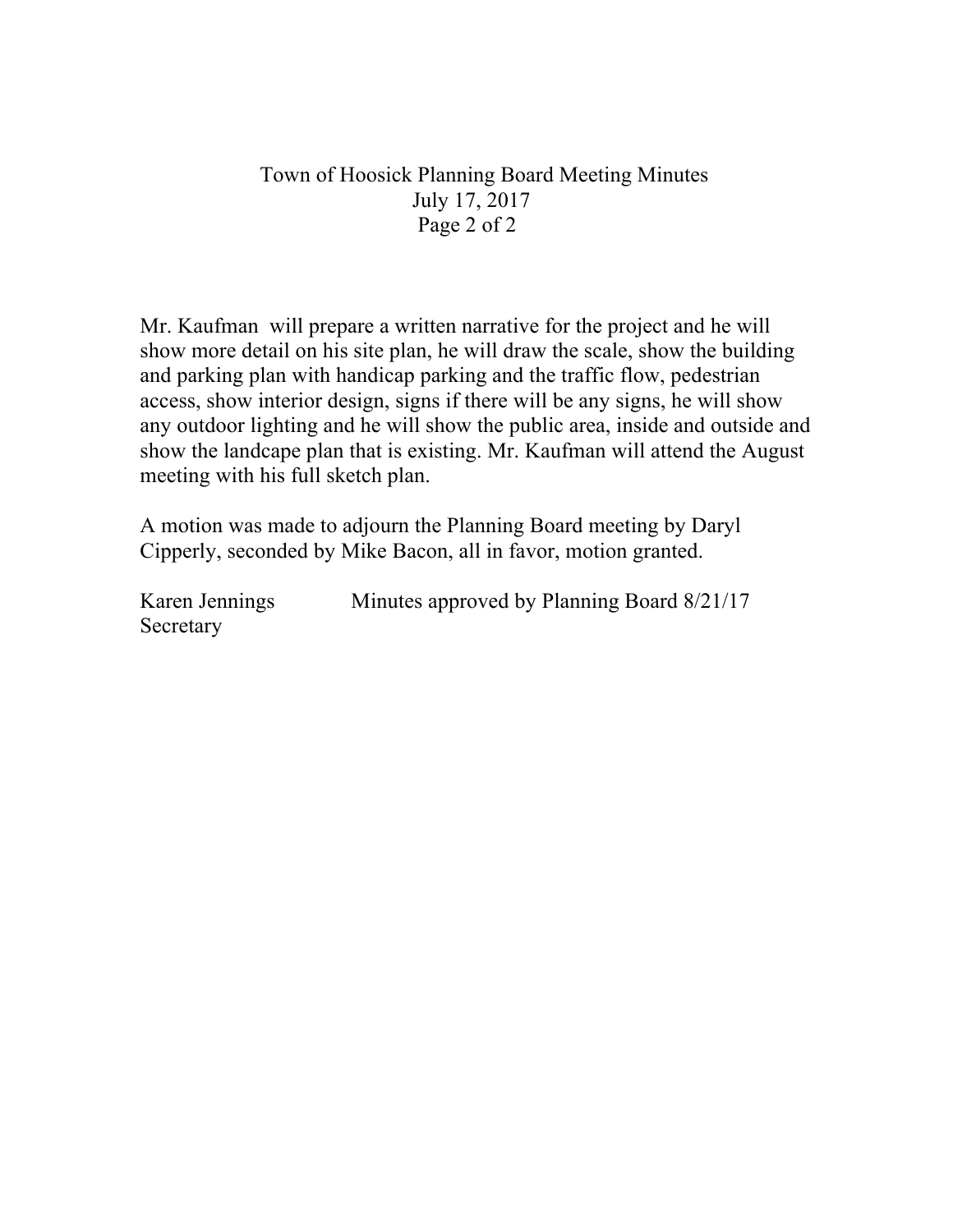Town of Hoosick Planning Board Meeting Minutes
July 17, 2017

Mr. Kaufman will prepare a written narrative for the project and he will show more detail on his site plan, he will draw the scale, show the building and parking plan with handicap parking and the traffic flow, pedestrian access, show interior design, signs if there will be any signs, he will show any outdoor lighting and he will show the public area, inside and outside and show the landcape plan that is existing. Mr. Kaufman will attend the August meeting with his full sketch plan.

A motion was made to adjourn the Planning Board meeting by Daryl Cipperly, seconded by Mike Bacon, all in favor, motion granted.

Karen Jennings
Secretary

Minutes approved by Planning Board 8/21/17